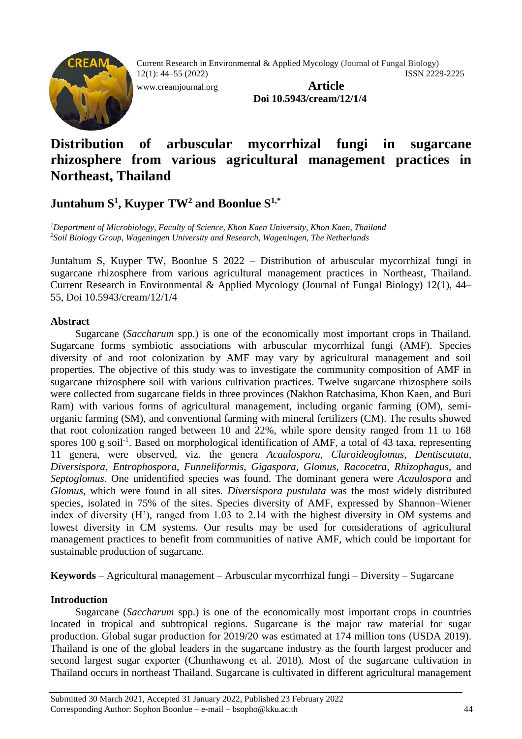# Distribution of arbuscular mycorrhizal fungi in sugarcane rhizosphere from various agricultural management practices in Northeast, Thailand

## Juntahum S[1], Kuyper TW[2] and Boonlue S[1,*]

*[1]Department of Microbiology, Faculty of Science, Khon Kaen University, Khon Kaen, Thailand*
*[2]Soil Biology Group, Wageningen University and Research, Wageningen, The Netherlands*

Juntahum S, Kuyper TW, Boonlue S 2022 – Distribution of arbuscular mycorrhizal fungi in sugarcane rhizosphere from various agricultural management practices in Northeast, Thailand. Current Research in Environmental & Applied Mycology (Journal of Fungal Biology) 12(1), 44–55, Doi 10.5943/cream/12/1/4

### Abstract

Sugarcane (*Saccharum* spp.) is one of the economically most important crops in Thailand. Sugarcane forms symbiotic associations with arbuscular mycorrhizal fungi (AMF). Species diversity of and root colonization by AMF may vary by agricultural management and soil properties. The objective of this study was to investigate the community composition of AMF in sugarcane rhizosphere soil with various cultivation practices. Twelve sugarcane rhizosphere soils were collected from sugarcane fields in three provinces (Nakhon Ratchasima, Khon Kaen, and Buri Ram) with various forms of agricultural management, including organic farming (OM), semi-organic farming (SM), and conventional farming with mineral fertilizers (CM). The results showed that root colonization ranged between 10 and 22%, while spore density ranged from 11 to 168 spores 100 g soil$^{-1}$. Based on morphological identification of AMF, a total of 43 taxa, representing 11 genera, were observed, viz. the genera *Acaulospora*, *Claroideoglomus*, *Dentiscutata*, *Diversispora*, *Entrophospora*, *Funneliformis*, *Gigaspora*, *Glomus*, *Racocetra*, *Rhizophagus,* and *Septoglomus*. One unidentified species was found. The dominant genera were *Acaulospora* and *Glomus*, which were found in all sites. *Diversispora pustulata* was the most widely distributed species, isolated in 75% of the sites. Species diversity of AMF, expressed by Shannon–Wiener index of diversity (H'), ranged from 1.03 to 2.14 with the highest diversity in OM systems and lowest diversity in CM systems. Our results may be used for considerations of agricultural management practices to benefit from communities of native AMF, which could be important for sustainable production of sugarcane.

**Keywords** – Agricultural management – Arbuscular mycorrhizal fungi – Diversity – Sugarcane

### Introduction

Sugarcane (*Saccharum* spp.) is one of the economically most important crops in countries located in tropical and subtropical regions. Sugarcane is the major raw material for sugar production. Global sugar production for 2019/20 was estimated at 174 million tons (USDA 2019). Thailand is one of the global leaders in the sugarcane industry as the fourth largest producer and second largest sugar exporter (Chunhawong et al. 2018). Most of the sugarcane cultivation in Thailand occurs in northeast Thailand. Sugarcane is cultivated in different agricultural management

Submitted 30 March 2021, Accepted 31 January 2022, Published 23 February 2022
Corresponding Author: Sophon Boonlue – e-mail – bsopho@kku.ac.th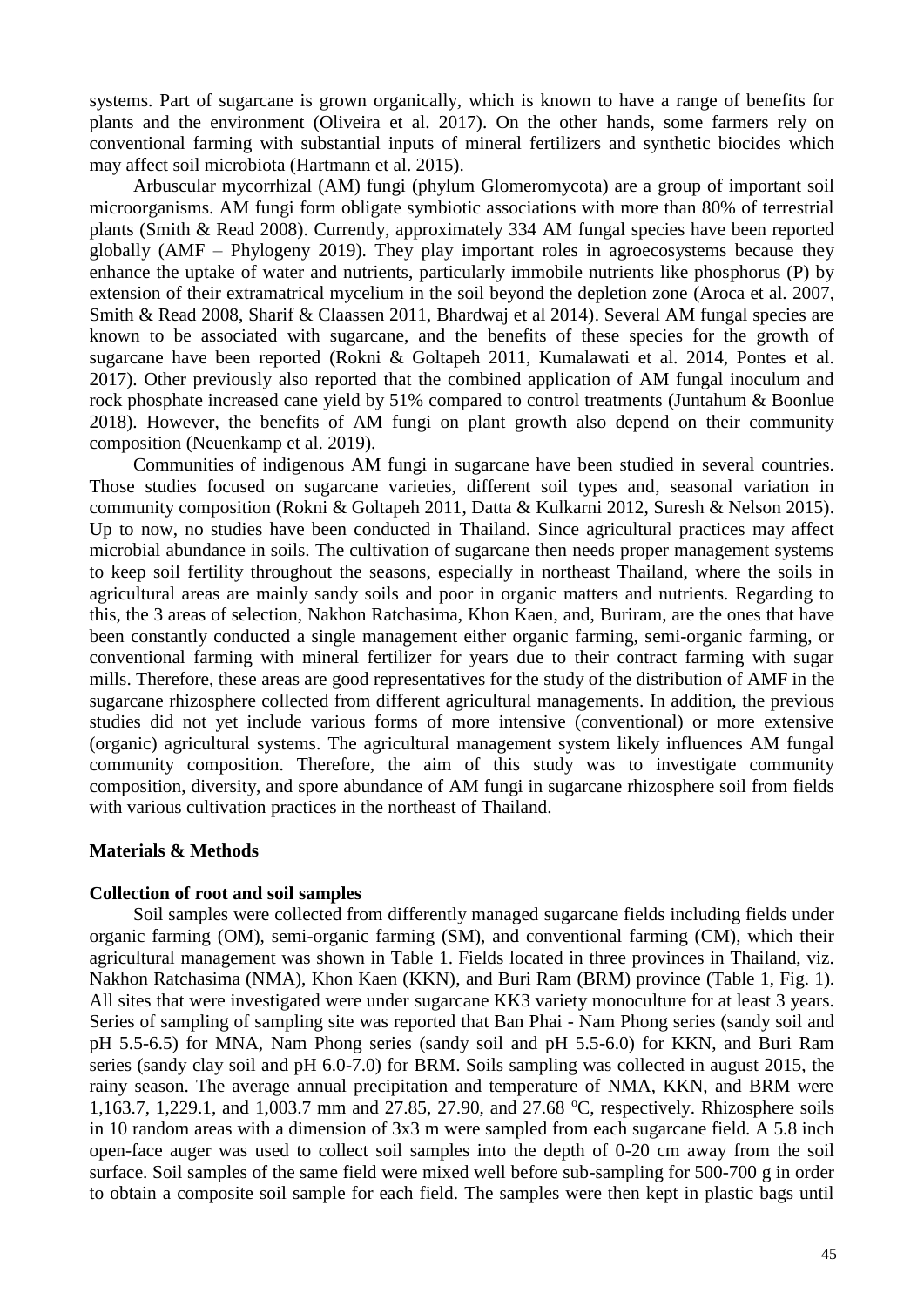systems. Part of sugarcane is grown organically, which is known to have a range of benefits for plants and the environment (Oliveira et al. 2017). On the other hands, some farmers rely on conventional farming with substantial inputs of mineral fertilizers and synthetic biocides which may affect soil microbiota (Hartmann et al. 2015).

Arbuscular mycorrhizal (AM) fungi (phylum Glomeromycota) are a group of important soil microorganisms. AM fungi form obligate symbiotic associations with more than 80% of terrestrial plants (Smith & Read 2008). Currently, approximately 334 AM fungal species have been reported globally (AMF – Phylogeny 2019). They play important roles in agroecosystems because they enhance the uptake of water and nutrients, particularly immobile nutrients like phosphorus (P) by extension of their extramatrical mycelium in the soil beyond the depletion zone (Aroca et al. 2007, Smith & Read 2008, Sharif & Claassen 2011, Bhardwaj et al 2014). Several AM fungal species are known to be associated with sugarcane, and the benefits of these species for the growth of sugarcane have been reported (Rokni & Goltapeh 2011, Kumalawati et al. 2014, Pontes et al. 2017). Other previously also reported that the combined application of AM fungal inoculum and rock phosphate increased cane yield by 51% compared to control treatments (Juntahum & Boonlue 2018). However, the benefits of AM fungi on plant growth also depend on their community composition (Neuenkamp et al. 2019).

Communities of indigenous AM fungi in sugarcane have been studied in several countries. Those studies focused on sugarcane varieties, different soil types and, seasonal variation in community composition (Rokni & Goltapeh 2011, Datta & Kulkarni 2012, Suresh & Nelson 2015). Up to now, no studies have been conducted in Thailand. Since agricultural practices may affect microbial abundance in soils. The cultivation of sugarcane then needs proper management systems to keep soil fertility throughout the seasons, especially in northeast Thailand, where the soils in agricultural areas are mainly sandy soils and poor in organic matters and nutrients. Regarding to this, the 3 areas of selection, Nakhon Ratchasima, Khon Kaen, and, Buriram, are the ones that have been constantly conducted a single management either organic farming, semi-organic farming, or conventional farming with mineral fertilizer for years due to their contract farming with sugar mills. Therefore, these areas are good representatives for the study of the distribution of AMF in the sugarcane rhizosphere collected from different agricultural managements. In addition, the previous studies did not yet include various forms of more intensive (conventional) or more extensive (organic) agricultural systems. The agricultural management system likely influences AM fungal community composition. Therefore, the aim of this study was to investigate community composition, diversity, and spore abundance of AM fungi in sugarcane rhizosphere soil from fields with various cultivation practices in the northeast of Thailand.

## Materials & Methods

### Collection of root and soil samples

Soil samples were collected from differently managed sugarcane fields including fields under organic farming (OM), semi-organic farming (SM), and conventional farming (CM), which their agricultural management was shown in Table 1. Fields located in three provinces in Thailand, viz. Nakhon Ratchasima (NMA), Khon Kaen (KKN), and Buri Ram (BRM) province (Table 1, Fig. 1). All sites that were investigated were under sugarcane KK3 variety monoculture for at least 3 years. Series of sampling of sampling site was reported that Ban Phai - Nam Phong series (sandy soil and pH 5.5-6.5) for MNA, Nam Phong series (sandy soil and pH 5.5-6.0) for KKN, and Buri Ram series (sandy clay soil and pH 6.0-7.0) for BRM. Soils sampling was collected in august 2015, the rainy season. The average annual precipitation and temperature of NMA, KKN, and BRM were 1,163.7, 1,229.1, and 1,003.7 mm and 27.85, 27.90, and 27.68 $^{o}$C, respectively. Rhizosphere soils in 10 random areas with a dimension of 3x3 m were sampled from each sugarcane field. A 5.8 inch open-face auger was used to collect soil samples into the depth of 0-20 cm away from the soil surface. Soil samples of the same field were mixed well before sub-sampling for 500-700 g in order to obtain a composite soil sample for each field. The samples were then kept in plastic bags until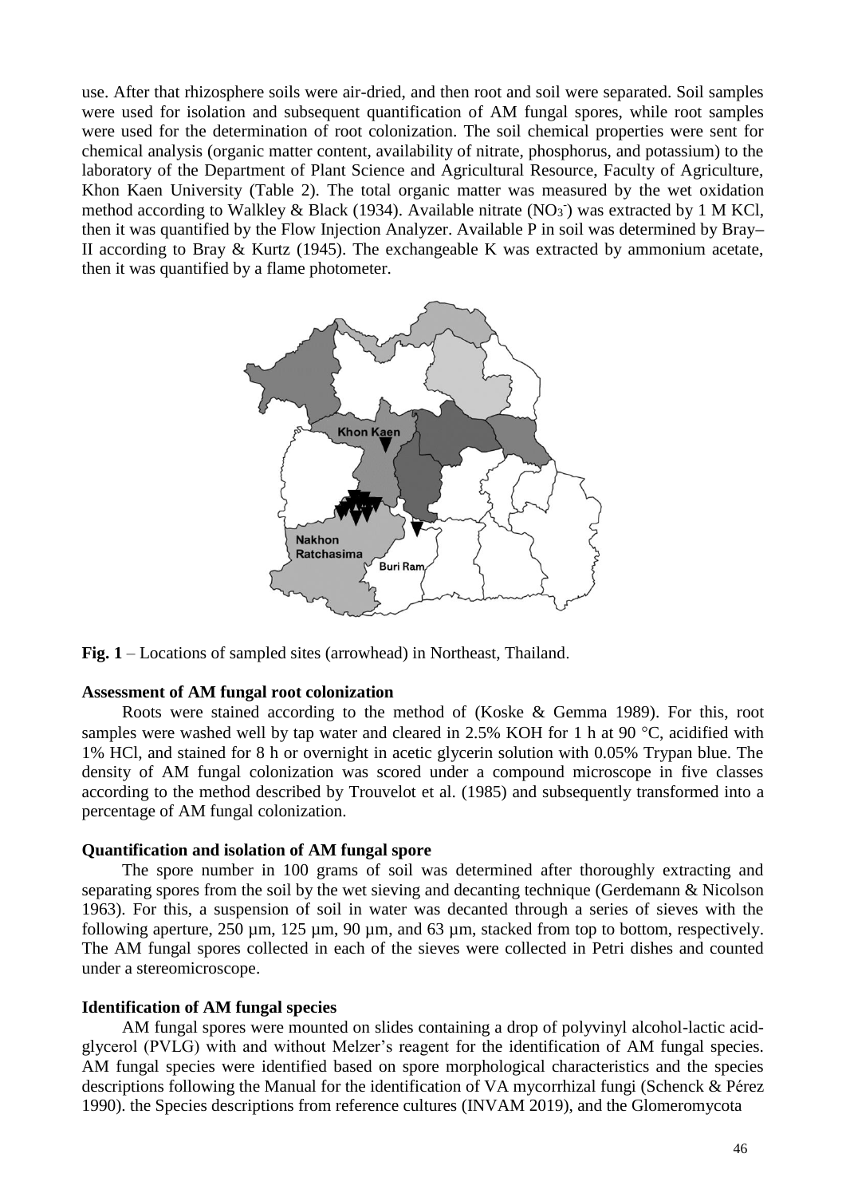use. After that rhizosphere soils were air-dried, and then root and soil were separated. Soil samples were used for isolation and subsequent quantification of AM fungal spores, while root samples were used for the determination of root colonization. The soil chemical properties were sent for chemical analysis (organic matter content, availability of nitrate, phosphorus, and potassium) to the laboratory of the Department of Plant Science and Agricultural Resource, Faculty of Agriculture, Khon Kaen University (Table 2). The total organic matter was measured by the wet oxidation method according to Walkley & Black (1934). Available nitrate ($NO_3^-$) was extracted by 1 M KCl, then it was quantified by the Flow Injection Analyzer. Available P in soil was determined by Bray–II according to Bray & Kurtz (1945). The exchangeable K was extracted by ammonium acetate, then it was quantified by a flame photometer.

**Fig. 1** – Locations of sampled sites (arrowhead) in Northeast, Thailand.

**Assessment of AM fungal root colonization**

Roots were stained according to the method of (Koske & Gemma 1989). For this, root samples were washed well by tap water and cleared in 2.5% KOH for 1 h at 90 °C, acidified with 1% HCl, and stained for 8 h or overnight in acetic glycerin solution with 0.05% Trypan blue. The density of AM fungal colonization was scored under a compound microscope in five classes according to the method described by Trouvelot et al. (1985) and subsequently transformed into a percentage of AM fungal colonization.

**Quantification and isolation of AM fungal spore**

The spore number in 100 grams of soil was determined after thoroughly extracting and separating spores from the soil by the wet sieving and decanting technique (Gerdemann & Nicolson 1963). For this, a suspension of soil in water was decanted through a series of sieves with the following aperture, 250 µm, 125 µm, 90 µm, and 63 µm, stacked from top to bottom, respectively. The AM fungal spores collected in each of the sieves were collected in Petri dishes and counted under a stereomicroscope.

**Identification of AM fungal species**

AM fungal spores were mounted on slides containing a drop of polyvinyl alcohol-lactic acid-glycerol (PVLG) with and without Melzer's reagent for the identification of AM fungal species. AM fungal species were identified based on spore morphological characteristics and the species descriptions following the Manual for the identification of VA mycorrhizal fungi (Schenck & Pérez 1990). the Species descriptions from reference cultures (INVAM 2019), and the Glomeromycota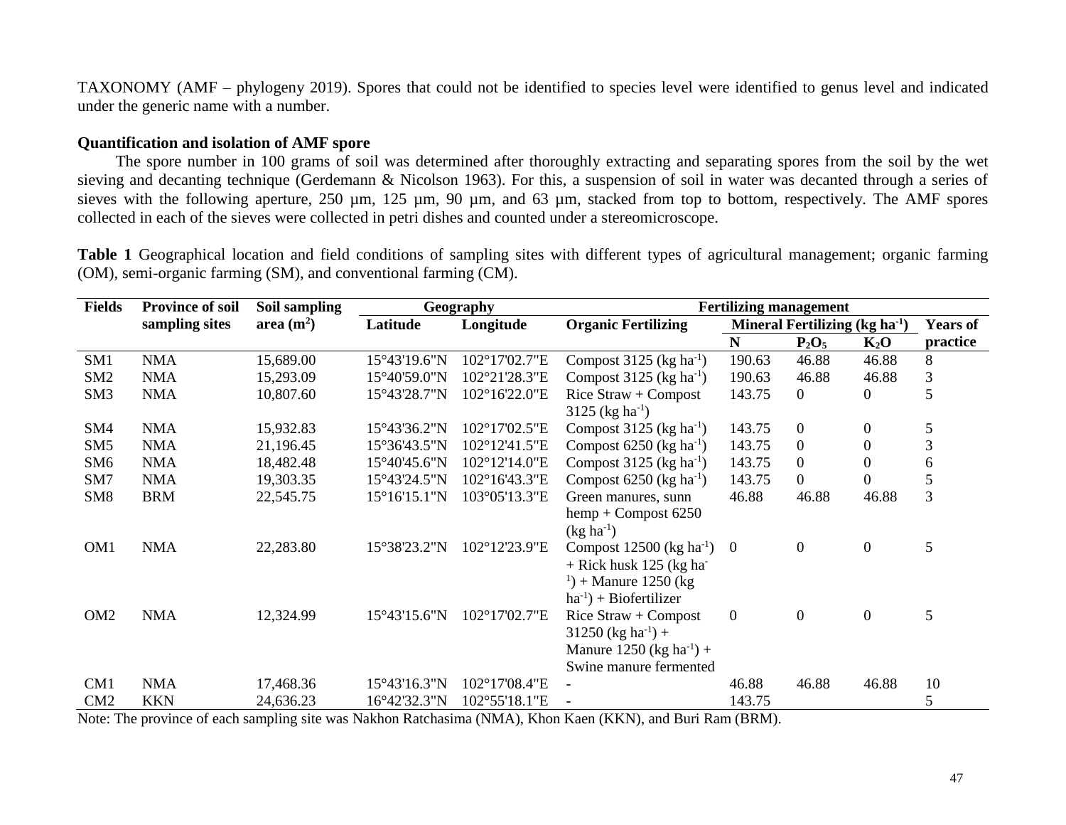TAXONOMY (AMF – phylogeny 2019). Spores that could not be identified to species level were identified to genus level and indicated under the generic name with a number.

### Quantification and isolation of AMF spore

The spore number in 100 grams of soil was determined after thoroughly extracting and separating spores from the soil by the wet sieving and decanting technique (Gerdemann & Nicolson 1963). For this, a suspension of soil in water was decanted through a series of sieves with the following aperture, 250 µm, 125 µm, 90 µm, and 63 µm, stacked from top to bottom, respectively. The AMF spores collected in each of the sieves were collected in petri dishes and counted under a stereomicroscope.

**Table 1** Geographical location and field conditions of sampling sites with different types of agricultural management; organic farming (OM), semi-organic farming (SM), and conventional farming (CM).

| Fields | Province of soil sampling sites | Soil sampling area ($m^2$) | Geography | | Fertilizing management | | | | |
|---|---|---|---|---|---|---|---|---|---|
| | | | Latitude | Longitude | Organic Fertilizing | Mineral Fertilizing (kg $ha^{-1}$) | | | Years of practice |
| | | | | | | N | $P_2O_5$ | $K_2O$ | |
| SM1 | NMA | 15,689.00 | 15°43'19.6"N | 102°17'02.7"E | Compost 3125 (kg $ha^{-1}$) | 190.63 | 46.88 | 46.88 | 8 |
| SM2 | NMA | 15,293.09 | 15°40'59.0"N | 102°21'28.3"E | Compost 3125 (kg $ha^{-1}$) | 190.63 | 46.88 | 46.88 | 3 |
| SM3 | NMA | 10,807.60 | 15°43'28.7"N | 102°16'22.0"E | Rice Straw + Compost 3125 (kg $ha^{-1}$) | 143.75 | 0 | 0 | 5 |
| SM4 | NMA | 15,932.83 | 15°43'36.2"N | 102°17'02.5"E | Compost 3125 (kg $ha^{-1}$) | 143.75 | 0 | 0 | 5 |
| SM5 | NMA | 21,196.45 | 15°36'43.5"N | 102°12'41.5"E | Compost 6250 (kg $ha^{-1}$) | 143.75 | 0 | 0 | 3 |
| SM6 | NMA | 18,482.48 | 15°40'45.6"N | 102°12'14.0"E | Compost 3125 (kg $ha^{-1}$) | 143.75 | 0 | 0 | 6 |
| SM7 | NMA | 19,303.35 | 15°43'24.5"N | 102°16'43.3"E | Compost 6250 (kg $ha^{-1}$) | 143.75 | 0 | 0 | 5 |
| SM8 | BRM | 22,545.75 | 15°16'15.1"N | 103°05'13.3"E | Green manures, sunn hemp + Compost 6250 (kg $ha^{-1}$) | 46.88 | 46.88 | 46.88 | 3 |
| OM1 | NMA | 22,283.80 | 15°38'23.2"N | 102°12'23.9"E | Compost 12500 (kg $ha^{-1}$) + Rick husk 125 (kg $ha^{-1}$) + Manure 1250 (kg $ha^{-1}$) + Biofertilizer | 0 | 0 | 0 | 5 |
| OM2 | NMA | 12,324.99 | 15°43'15.6"N | 102°17'02.7"E | Rice Straw + Compost 31250 (kg $ha^{-1}$) + Manure 1250 (kg $ha^{-1}$) + Swine manure fermented | 0 | 0 | 0 | 5 |
| CM1 | NMA | 17,468.36 | 15°43'16.3"N | 102°17'08.4"E | - | 46.88 | 46.88 | 46.88 | 10 |
| CM2 | KKN | 24,636.23 | 16°42'32.3"N | 102°55'18.1"E | - | 143.75 | | | 5 |

Note: The province of each sampling site was Nakhon Ratchasima (NMA), Khon Kaen (KKN), and Buri Ram (BRM).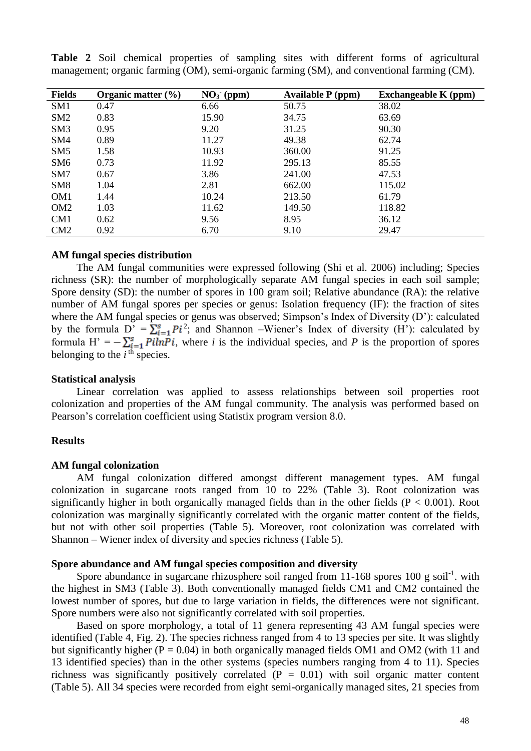**Table 2** Soil chemical properties of sampling sites with different forms of agricultural management; organic farming (OM), semi-organic farming (SM), and conventional farming (CM).

| Fields | Organic matter (%) | $NO_3^-$ (ppm) | Available P (ppm) | Exchangeable K (ppm) |
|---|---|---|---|---|
| SM1 | 0.47 | 6.66 | 50.75 | 38.02 |
| SM2 | 0.83 | 15.90 | 34.75 | 63.69 |
| SM3 | 0.95 | 9.20 | 31.25 | 90.30 |
| SM4 | 0.89 | 11.27 | 49.38 | 62.74 |
| SM5 | 1.58 | 10.93 | 360.00 | 91.25 |
| SM6 | 0.73 | 11.92 | 295.13 | 85.55 |
| SM7 | 0.67 | 3.86 | 241.00 | 47.53 |
| SM8 | 1.04 | 2.81 | 662.00 | 115.02 |
| OM1 | 1.44 | 10.24 | 213.50 | 61.79 |
| OM2 | 1.03 | 11.62 | 149.50 | 118.82 |
| CM1 | 0.62 | 9.56 | 8.95 | 36.12 |
| CM2 | 0.92 | 6.70 | 9.10 | 29.47 |

### AM fungal species distribution

The AM fungal communities were expressed following (Shi et al. 2006) including; Species richness (SR): the number of morphologically separate AM fungal species in each soil sample; Spore density (SD): the number of spores in 100 gram soil; Relative abundance (RA): the relative number of AM fungal spores per species or genus: Isolation frequency (IF): the fraction of sites where the AM fungal species or genus was observed; Simpson's Index of Diversity (D'): calculated by the formula $D' = \sum_{i=1}^{s} Pi^2$; and Shannon –Wiener's Index of diversity (H'): calculated by formula $H' = -\sum_{i=1}^{s} Pi \ln Pi$, where *i* is the individual species, and *P* is the proportion of spores belonging to the $i^{th}$ species.

### Statistical analysis

Linear correlation was applied to assess relationships between soil properties root colonization and properties of the AM fungal community. The analysis was performed based on Pearson's correlation coefficient using Statistix program version 8.0.

## Results

### AM fungal colonization

AM fungal colonization differed amongst different management types. AM fungal colonization in sugarcane roots ranged from 10 to 22% (Table 3). Root colonization was significantly higher in both organically managed fields than in the other fields ($P < 0.001$). Root colonization was marginally significantly correlated with the organic matter content of the fields, but not with other soil properties (Table 5). Moreover, root colonization was correlated with Shannon – Wiener index of diversity and species richness (Table 5).

### Spore abundance and AM fungal species composition and diversity

Spore abundance in sugarcane rhizosphere soil ranged from 11-168 spores 100 g soil$^{-1}$. with the highest in SM3 (Table 3). Both conventionally managed fields CM1 and CM2 contained the lowest number of spores, but due to large variation in fields, the differences were not significant. Spore numbers were also not significantly correlated with soil properties.

Based on spore morphology, a total of 11 genera representing 43 AM fungal species were identified (Table 4, Fig. 2). The species richness ranged from 4 to 13 species per site. It was slightly but significantly higher ($P = 0.04$) in both organically managed fields OM1 and OM2 (with 11 and 13 identified species) than in the other systems (species numbers ranging from 4 to 11). Species richness was significantly positively correlated ($P = 0.01$) with soil organic matter content (Table 5). All 34 species were recorded from eight semi-organically managed sites, 21 species from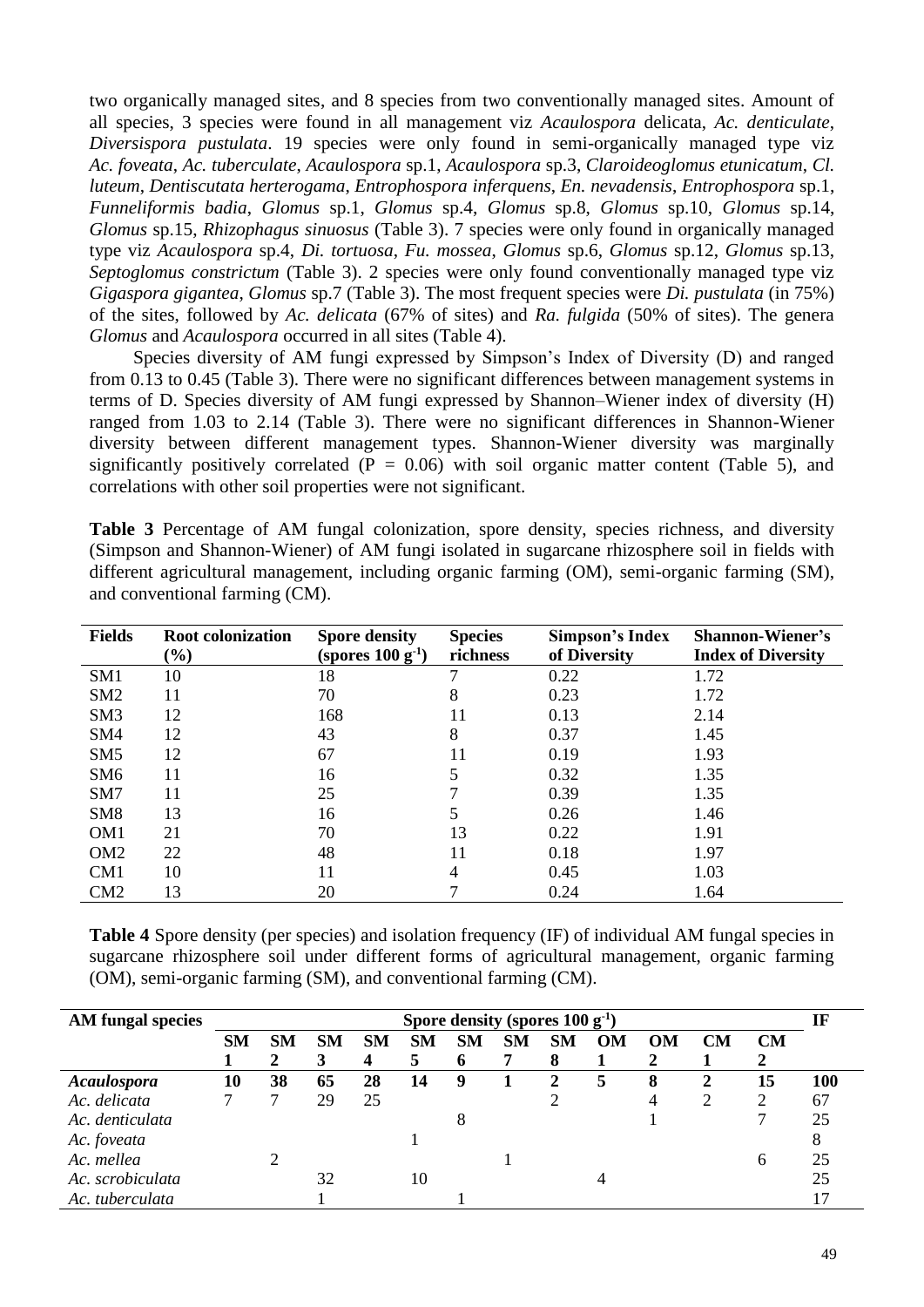two organically managed sites, and 8 species from two conventionally managed sites. Amount of all species, 3 species were found in all management viz *Acaulospora* delicata, *Ac. denticulate*, *Diversispora pustulata*. 19 species were only found in semi-organically managed type viz *Ac. foveata*, *Ac. tuberculate*, *Acaulospora* sp.1, *Acaulospora* sp.3, *Claroideoglomus etunicatum*, *Cl. luteum*, *Dentiscutata herterogama*, *Entrophospora inferquens*, *En. nevadensis*, *Entrophospora* sp.1, *Funneliformis badia*, *Glomus* sp.1, *Glomus* sp.4, *Glomus* sp.8, *Glomus* sp.10, *Glomus* sp.14, *Glomus* sp.15, *Rhizophagus sinuosus* (Table 3). 7 species were only found in organically managed type viz *Acaulospora* sp.4, *Di. tortuosa*, *Fu. mossea*, *Glomus* sp.6, *Glomus* sp.12, *Glomus* sp.13, *Septoglomus constrictum* (Table 3). 2 species were only found conventionally managed type viz *Gigaspora gigantea*, *Glomus* sp.7 (Table 3). The most frequent species were *Di. pustulata* (in 75%) of the sites, followed by *Ac. delicata* (67% of sites) and *Ra. fulgida* (50% of sites). The genera *Glomus* and *Acaulospora* occurred in all sites (Table 4).

Species diversity of AM fungi expressed by Simpson's Index of Diversity (D) and ranged from 0.13 to 0.45 (Table 3). There were no significant differences between management systems in terms of D. Species diversity of AM fungi expressed by Shannon–Wiener index of diversity (H) ranged from 1.03 to 2.14 (Table 3). There were no significant differences in Shannon-Wiener diversity between different management types. Shannon-Wiener diversity was marginally significantly positively correlated ($P = 0.06$) with soil organic matter content (Table 5), and correlations with other soil properties were not significant.

**Table 3** Percentage of AM fungal colonization, spore density, species richness, and diversity (Simpson and Shannon-Wiener) of AM fungi isolated in sugarcane rhizosphere soil in fields with different agricultural management, including organic farming (OM), semi-organic farming (SM), and conventional farming (CM).

| Fields | Root colonization (%) | Spore density (spores 100 $g^{-1}$) | Species richness | Simpson's Index of Diversity | Shannon-Wiener's Index of Diversity |
|---|---|---|---|---|---|
| SM1 | 10 | 18 | 7 | 0.22 | 1.72 |
| SM2 | 11 | 70 | 8 | 0.23 | 1.72 |
| SM3 | 12 | 168 | 11 | 0.13 | 2.14 |
| SM4 | 12 | 43 | 8 | 0.37 | 1.45 |
| SM5 | 12 | 67 | 11 | 0.19 | 1.93 |
| SM6 | 11 | 16 | 5 | 0.32 | 1.35 |
| SM7 | 11 | 25 | 7 | 0.39 | 1.35 |
| SM8 | 13 | 16 | 5 | 0.26 | 1.46 |
| OM1 | 21 | 70 | 13 | 0.22 | 1.91 |
| OM2 | 22 | 48 | 11 | 0.18 | 1.97 |
| CM1 | 10 | 11 | 4 | 0.45 | 1.03 |
| CM2 | 13 | 20 | 7 | 0.24 | 1.64 |

**Table 4** Spore density (per species) and isolation frequency (IF) of individual AM fungal species in sugarcane rhizosphere soil under different forms of agricultural management, organic farming (OM), semi-organic farming (SM), and conventional farming (CM).

| AM fungal species | Spore density (spores 100 $g^{-1}$) | | | | | | | | | | | | IF |
|---|---|---|---|---|---|---|---|---|---|---|---|---|---|
| | **SM 1** | **SM 2** | **SM 3** | **SM 4** | **SM 5** | **SM 6** | **SM 7** | **SM 8** | **OM 1** | **OM 2** | **CM 1** | **CM 2** | |
| ***Acaulospora*** | **10** | **38** | **65** | **28** | **14** | **9** | **1** | **2** | **5** | **8** | **2** | **15** | **100** |
| *Ac. delicata* | 7 | 7 | 29 | 25 | | | | 2 | | 4 | 2 | 2 | 67 |
| *Ac. denticulata* | | | | | | 8 | | | | 1 | | 7 | 25 |
| *Ac. foveata* | | | | | 1 | | | | | | | | 8 |
| *Ac. mellea* | | 2 | | | | | 1 | | | | | 6 | 25 |
| *Ac. scrobiculata* | | | 32 | | 10 | | | | 4 | | | | 25 |
| *Ac. tuberculata* | | | 1 | | | 1 | | | | | | | 17 |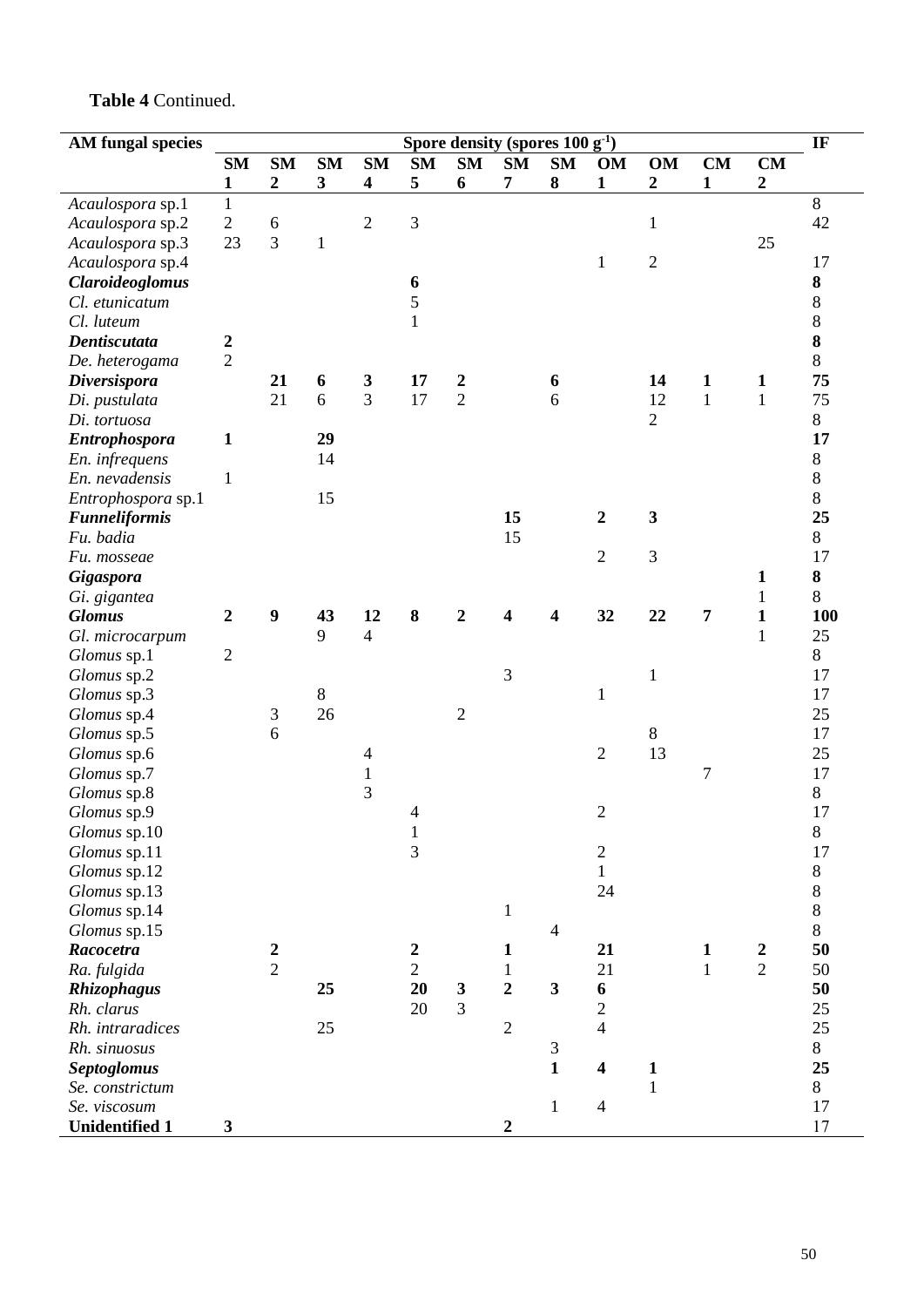**Table 4** Continued.

| AM fungal species | Spore density (spores 100 g$^{-1}$) | | | | | | | | | | | | IF |
|---|---|---|---|---|---|---|---|---|---|---|---|---|---|
| | **SM 1** | **SM 2** | **SM 3** | **SM 4** | **SM 5** | **SM 6** | **SM 7** | **SM 8** | **OM 1** | **OM 2** | **CM 1** | **CM 2** | |
| *Acaulospora* sp.1 | 1 | | | | | | | | | | | | 8 |
| *Acaulospora* sp.2 | 2 | 6 | | 2 | 3 | | | | | 1 | | | 42 |
| *Acaulospora* sp.3 | 23 | 3 | 1 | | | | | | | | | 25 | |
| *Acaulospora* sp.4 | | | | | | | | | 1 | 2 | | | 17 |
| ***Claroideoglomus*** | | | | | **6** | | | | | | | | **8** |
| *Cl. etunicatum* | | | | | 5 | | | | | | | | 8 |
| *Cl. luteum* | | | | | 1 | | | | | | | | 8 |
| ***Dentiscutata*** | **2** | | | | | | | | | | | | **8** |
| *De. heterogama* | 2 | | | | | | | | | | | | 8 |
| ***Diversispora*** | | **21** | **6** | **3** | **17** | **2** | | **6** | | **14** | **1** | **1** | **75** |
| *Di. pustulata* | | 21 | 6 | 3 | 17 | 2 | | 6 | | 12 | 1 | 1 | 75 |
| *Di. tortuosa* | | | | | | | | | | 2 | | | 8 |
| ***Entrophospora*** | **1** | | **29** | | | | | | | | | | **17** |
| *En. infrequens* | | | 14 | | | | | | | | | | 8 |
| *En. nevadensis* | 1 | | | | | | | | | | | | 8 |
| *Entrophospora* sp.1 | | | 15 | | | | | | | | | | 8 |
| ***Funneliformis*** | | | | | | | **15** | | **2** | **3** | | | **25** |
| *Fu. badia* | | | | | | | 15 | | | | | | 8 |
| *Fu. mosseae* | | | | | | | | | 2 | 3 | | | 17 |
| ***Gigaspora*** | | | | | | | | | | | | **1** | **8** |
| *Gi. gigantea* | | | | | | | | | | | | 1 | 8 |
| ***Glomus*** | **2** | **9** | **43** | **12** | **8** | **2** | **4** | **4** | **32** | **22** | **7** | **1** | **100** |
| *Gl. microcarpum* | | | 9 | 4 | | | | | | | | 1 | 25 |
| *Glomus* sp.1 | 2 | | | | | | | | | | | | 8 |
| *Glomus* sp.2 | | | | | | | 3 | | | 1 | | | 17 |
| *Glomus* sp.3 | | | 8 | | | | | | 1 | | | | 17 |
| *Glomus* sp.4 | | 3 | 26 | | | 2 | | | | | | | 25 |
| *Glomus* sp.5 | | 6 | | | | | | | | 8 | | | 17 |
| *Glomus* sp.6 | | | | 4 | | | | | 2 | 13 | | | 25 |
| *Glomus* sp.7 | | | | 1 | | | | | | | 7 | | 17 |
| *Glomus* sp.8 | | | | 3 | | | | | | | | | 8 |
| *Glomus* sp.9 | | | | | 4 | | | | 2 | | | | 17 |
| *Glomus* sp.10 | | | | | 1 | | | | | | | | 8 |
| *Glomus* sp.11 | | | | | 3 | | | | 2 | | | | 17 |
| *Glomus* sp.12 | | | | | | | | | 1 | | | | 8 |
| *Glomus* sp.13 | | | | | | | | | 24 | | | | 8 |
| *Glomus* sp.14 | | | | | | | 1 | | | | | | 8 |
| *Glomus* sp.15 | | | | | | | | 4 | | | | | 8 |
| ***Racocetra*** | | **2** | | | **2** | | **1** | | **21** | | **1** | **2** | **50** |
| *Ra. fulgida* | | 2 | | | 2 | | 1 | | 21 | | 1 | 2 | 50 |
| ***Rhizophagus*** | | | **25** | | **20** | **3** | **2** | **3** | **6** | | | | **50** |
| *Rh. clarus* | | | | | 20 | 3 | | | 2 | | | | 25 |
| *Rh. intraradices* | | | 25 | | | | 2 | | 4 | | | | 25 |
| *Rh. sinuosus* | | | | | | | | 3 | | | | | 8 |
| ***Septoglomus*** | | | | | | | | **1** | **4** | **1** | | | **25** |
| *Se. constrictum* | | | | | | | | | | 1 | | | 8 |
| *Se. viscosum* | | | | | | | | 1 | 4 | | | | 17 |
| **Unidentified 1** | **3** | | | | | | **2** | | | | | | 17 |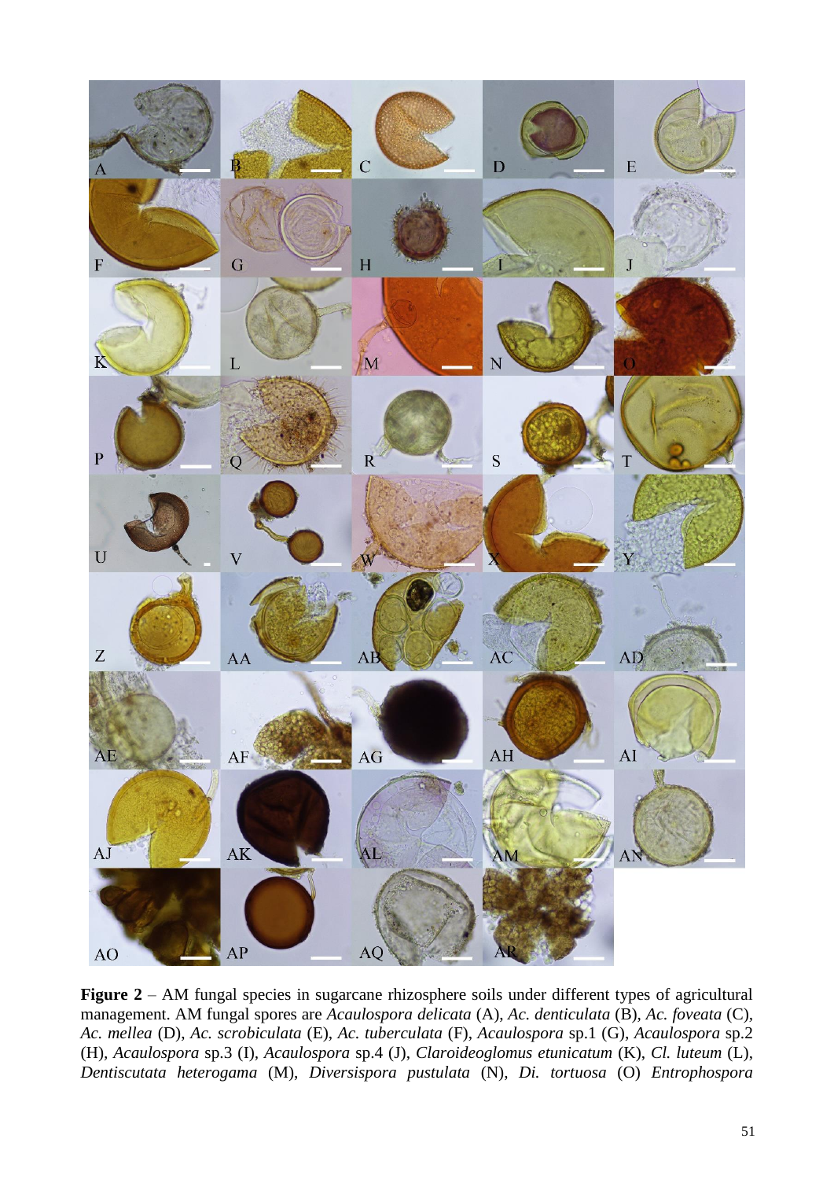**Figure 2** – AM fungal species in sugarcane rhizosphere soils under different types of agricultural management. AM fungal spores are *Acaulospora delicata* (A), *Ac. denticulata* (B), *Ac. foveata* (C), *Ac. mellea* (D), *Ac. scrobiculata* (E), *Ac. tuberculata* (F), *Acaulospora* sp.1 (G), *Acaulospora* sp.2 (H), *Acaulospora* sp.3 (I), *Acaulospora* sp.4 (J), *Claroideoglomus etunicatum* (K), *Cl. luteum* (L), *Dentiscutata heterogama* (M), *Diversispora pustulata* (N), *Di. tortuosa* (O) *Entrophospora*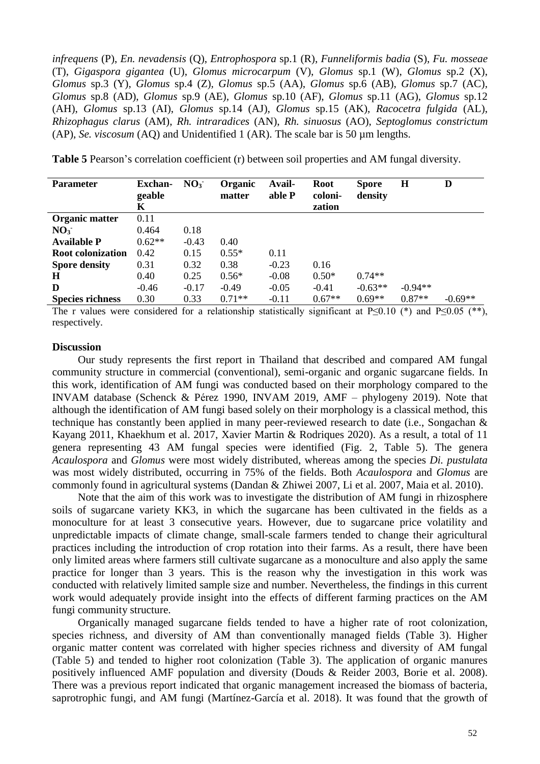*infrequens* (P), *En. nevadensis* (Q), *Entrophospora* sp.1 (R), *Funneliformis badia* (S), *Fu. mosseae* (T), *Gigaspora gigantea* (U), *Glomus microcarpum* (V), *Glomus* sp.1 (W), *Glomus* sp.2 (X), *Glomus* sp.3 (Y), *Glomus* sp.4 (Z), *Glomus* sp.5 (AA), *Glomus* sp.6 (AB), *Glomus* sp.7 (AC), *Glomus* sp.8 (AD), *Glomus* sp.9 (AE), *Glomus* sp.10 (AF), *Glomus* sp.11 (AG), *Glomus* sp.12 (AH), *Glomus* sp.13 (AI), *Glomus* sp.14 (AJ), *Glomus* sp.15 (AK), *Racocetra fulgida* (AL), *Rhizophagus clarus* (AM), *Rh. intraradices* (AN), *Rh. sinuosus* (AO), *Septoglomus constrictum* (AP), *Se. viscosum* (AQ) and Unidentified 1 (AR). The scale bar is 50 µm lengths.

**Table 5** Pearson's correlation coefficient (r) between soil properties and AM fungal diversity.

| Parameter | Exchangeable K | $NO_3^-$ | Organic matter | Available P | Root colonization | Spore density | H | D |
|---|---|---|---|---|---|---|---|---|
| **Organic matter** | 0.11 | | | | | | | |
| **$NO_3^-$** | 0.464 | 0.18 | | | | | | |
| **Available P** | 0.62** | -0.43 | 0.40 | | | | | |
| **Root colonization** | 0.42 | 0.15 | 0.55* | 0.11 | | | | |
| **Spore density** | 0.31 | 0.32 | 0.38 | -0.23 | 0.16 | | | |
| **H** | 0.40 | 0.25 | 0.56* | -0.08 | 0.50* | 0.74** | | |
| **D** | -0.46 | -0.17 | -0.49 | -0.05 | -0.41 | -0.63** | -0.94** | |
| **Species richness** | 0.30 | 0.33 | 0.71** | -0.11 | 0.67** | 0.69** | 0.87** | -0.69** |

The r values were considered for a relationship statistically significant at $P \leq 0.10$ (*) and $P \leq 0.05$ (**), respectively.

## Discussion

Our study represents the first report in Thailand that described and compared AM fungal community structure in commercial (conventional), semi-organic and organic sugarcane fields. In this work, identification of AM fungi was conducted based on their morphology compared to the INVAM database (Schenck & Pérez 1990, INVAM 2019, AMF – phylogeny 2019). Note that although the identification of AM fungi based solely on their morphology is a classical method, this technique has constantly been applied in many peer-reviewed research to date (i.e., Songachan & Kayang 2011, Khaekhum et al. 2017, Xavier Martin & Rodriques 2020). As a result, a total of 11 genera representing 43 AM fungal species were identified (Fig. 2, Table 5). The genera *Acaulospora* and *Glomus* were most widely distributed, whereas among the species *Di. pustulata* was most widely distributed, occurring in 75% of the fields. Both *Acaulospora* and *Glomus* are commonly found in agricultural systems (Dandan & Zhiwei 2007, Li et al. 2007, Maia et al. 2010).

Note that the aim of this work was to investigate the distribution of AM fungi in rhizosphere soils of sugarcane variety KK3, in which the sugarcane has been cultivated in the fields as a monoculture for at least 3 consecutive years. However, due to sugarcane price volatility and unpredictable impacts of climate change, small-scale farmers tended to change their agricultural practices including the introduction of crop rotation into their farms. As a result, there have been only limited areas where farmers still cultivate sugarcane as a monoculture and also apply the same practice for longer than 3 years. This is the reason why the investigation in this work was conducted with relatively limited sample size and number. Nevertheless, the findings in this current work would adequately provide insight into the effects of different farming practices on the AM fungi community structure.

Organically managed sugarcane fields tended to have a higher rate of root colonization, species richness, and diversity of AM than conventionally managed fields (Table 3). Higher organic matter content was correlated with higher species richness and diversity of AM fungal (Table 5) and tended to higher root colonization (Table 3). The application of organic manures positively influenced AMF population and diversity (Douds & Reider 2003, Borie et al. 2008). There was a previous report indicated that organic management increased the biomass of bacteria, saprotrophic fungi, and AM fungi (Martínez-García et al. 2018). It was found that the growth of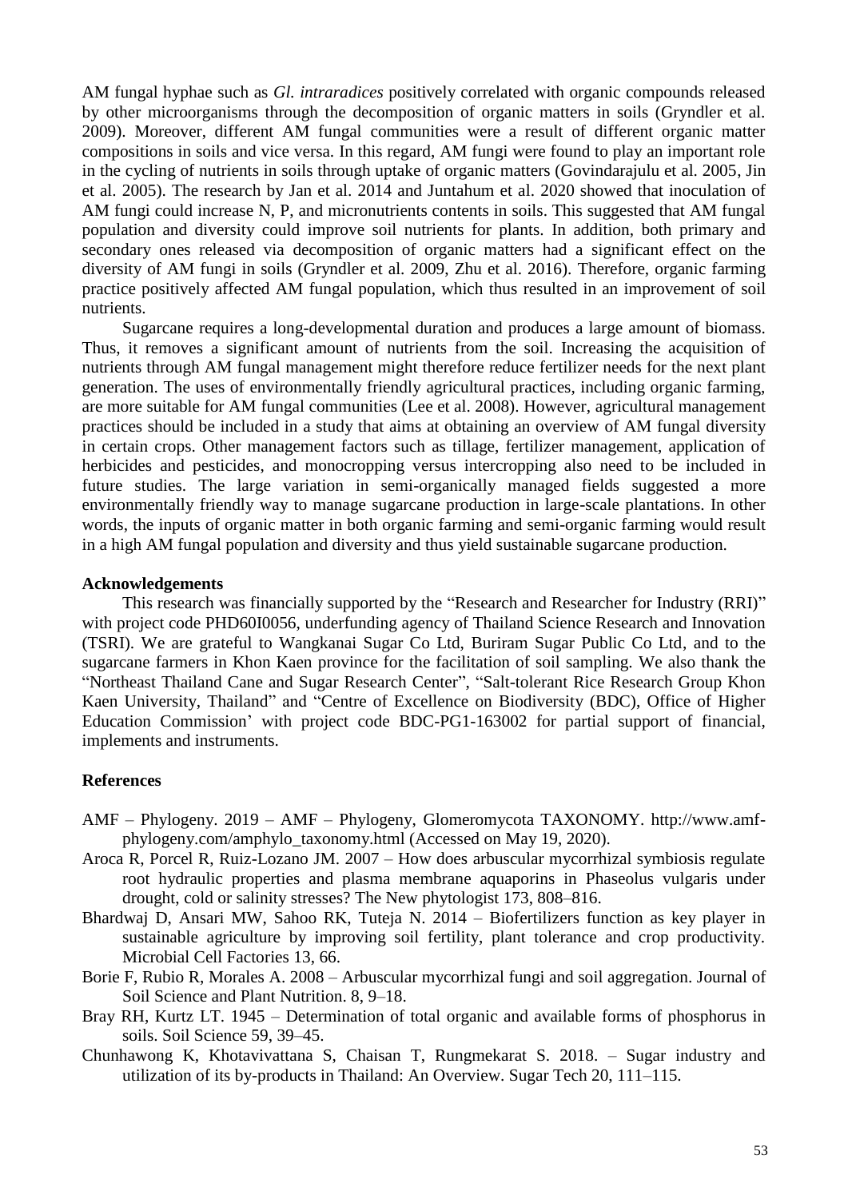AM fungal hyphae such as *Gl. intraradices* positively correlated with organic compounds released by other microorganisms through the decomposition of organic matters in soils (Gryndler et al. 2009). Moreover, different AM fungal communities were a result of different organic matter compositions in soils and vice versa. In this regard, AM fungi were found to play an important role in the cycling of nutrients in soils through uptake of organic matters (Govindarajulu et al. 2005, Jin et al. 2005). The research by Jan et al. 2014 and Juntahum et al. 2020 showed that inoculation of AM fungi could increase N, P, and micronutrients contents in soils. This suggested that AM fungal population and diversity could improve soil nutrients for plants. In addition, both primary and secondary ones released via decomposition of organic matters had a significant effect on the diversity of AM fungi in soils (Gryndler et al. 2009, Zhu et al. 2016). Therefore, organic farming practice positively affected AM fungal population, which thus resulted in an improvement of soil nutrients.

Sugarcane requires a long-developmental duration and produces a large amount of biomass. Thus, it removes a significant amount of nutrients from the soil. Increasing the acquisition of nutrients through AM fungal management might therefore reduce fertilizer needs for the next plant generation. The uses of environmentally friendly agricultural practices, including organic farming, are more suitable for AM fungal communities (Lee et al. 2008). However, agricultural management practices should be included in a study that aims at obtaining an overview of AM fungal diversity in certain crops. Other management factors such as tillage, fertilizer management, application of herbicides and pesticides, and monocropping versus intercropping also need to be included in future studies. The large variation in semi-organically managed fields suggested a more environmentally friendly way to manage sugarcane production in large-scale plantations. In other words, the inputs of organic matter in both organic farming and semi-organic farming would result in a high AM fungal population and diversity and thus yield sustainable sugarcane production.

## Acknowledgements

This research was financially supported by the "Research and Researcher for Industry (RRI)" with project code PHD60I0056, underfunding agency of Thailand Science Research and Innovation (TSRI). We are grateful to Wangkanai Sugar Co Ltd, Buriram Sugar Public Co Ltd, and to the sugarcane farmers in Khon Kaen province for the facilitation of soil sampling. We also thank the "Northeast Thailand Cane and Sugar Research Center", "Salt-tolerant Rice Research Group Khon Kaen University, Thailand" and "Centre of Excellence on Biodiversity (BDC), Office of Higher Education Commission' with project code BDC-PG1-163002 for partial support of financial, implements and instruments.

## References

AMF – Phylogeny. 2019 – AMF – Phylogeny, Glomeromycota TAXONOMY. http://www.amf-phylogeny.com/amphylo_taxonomy.html (Accessed on May 19, 2020).

Aroca R, Porcel R, Ruiz-Lozano JM. 2007 – How does arbuscular mycorrhizal symbiosis regulate root hydraulic properties and plasma membrane aquaporins in Phaseolus vulgaris under drought, cold or salinity stresses? The New phytologist 173, 808–816.

Bhardwaj D, Ansari MW, Sahoo RK, Tuteja N. 2014 – Biofertilizers function as key player in sustainable agriculture by improving soil fertility, plant tolerance and crop productivity. Microbial Cell Factories 13, 66.

Borie F, Rubio R, Morales A. 2008 – Arbuscular mycorrhizal fungi and soil aggregation. Journal of Soil Science and Plant Nutrition. 8, 9–18.

Bray RH, Kurtz LT. 1945 – Determination of total organic and available forms of phosphorus in soils. Soil Science 59, 39–45.

Chunhawong K, Khotavivattana S, Chaisan T, Rungmekarat S. 2018. – Sugar industry and utilization of its by-products in Thailand: An Overview. Sugar Tech 20, 111–115.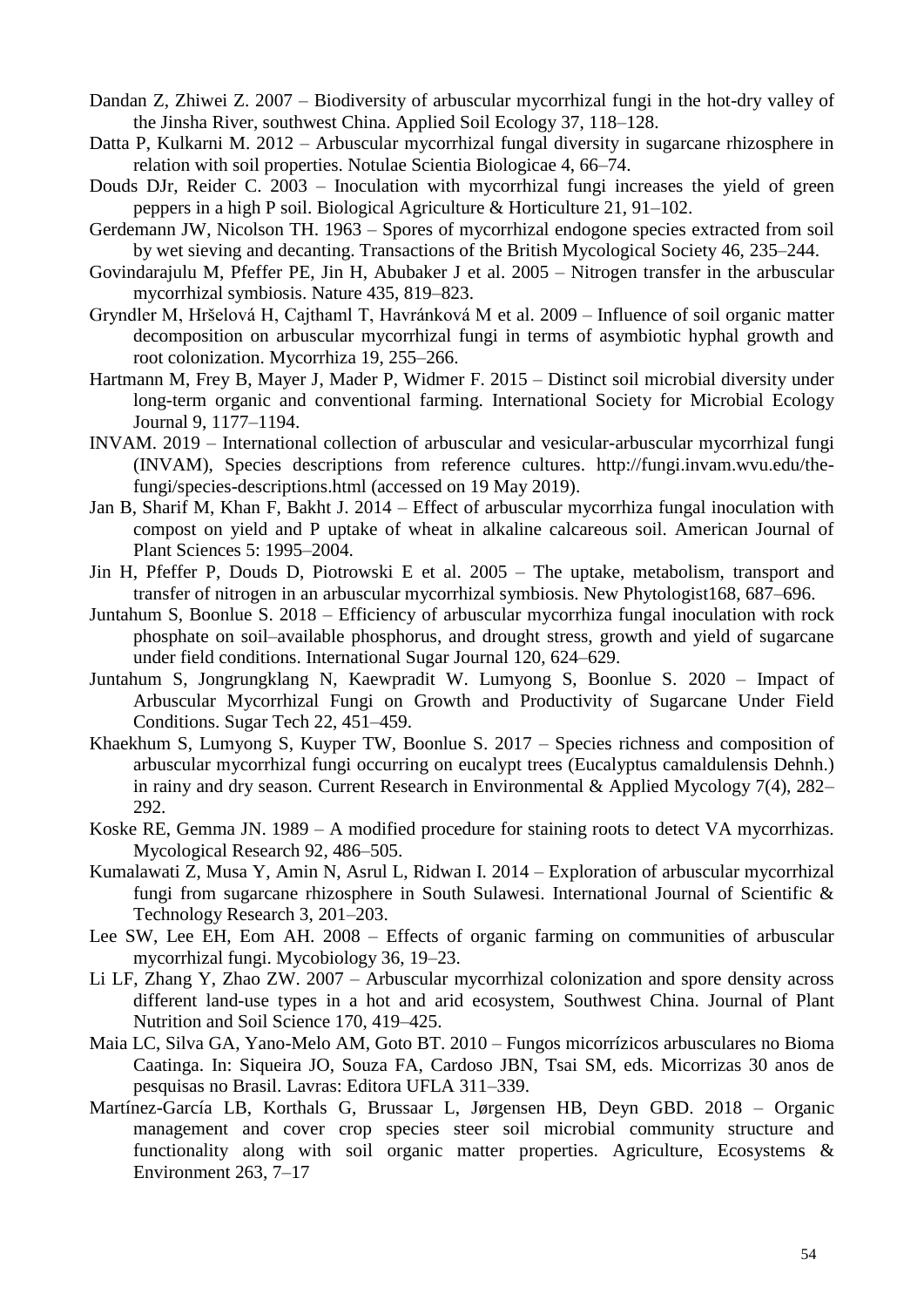Dandan Z, Zhiwei Z. 2007 – Biodiversity of arbuscular mycorrhizal fungi in the hot-dry valley of the Jinsha River, southwest China. Applied Soil Ecology 37, 118–128.

Datta P, Kulkarni M. 2012 – Arbuscular mycorrhizal fungal diversity in sugarcane rhizosphere in relation with soil properties. Notulae Scientia Biologicae 4, 66–74.

Douds DJr, Reider C. 2003 – Inoculation with mycorrhizal fungi increases the yield of green peppers in a high P soil. Biological Agriculture & Horticulture 21, 91–102.

Gerdemann JW, Nicolson TH. 1963 – Spores of mycorrhizal endogone species extracted from soil by wet sieving and decanting. Transactions of the British Mycological Society 46, 235–244.

Govindarajulu M, Pfeffer PE, Jin H, Abubaker J et al. 2005 – Nitrogen transfer in the arbuscular mycorrhizal symbiosis. Nature 435, 819–823.

Gryndler M, Hršelová H, Cajthaml T, Havránková M et al. 2009 – Influence of soil organic matter decomposition on arbuscular mycorrhizal fungi in terms of asymbiotic hyphal growth and root colonization. Mycorrhiza 19, 255–266.

Hartmann M, Frey B, Mayer J, Mader P, Widmer F. 2015 – Distinct soil microbial diversity under long-term organic and conventional farming. International Society for Microbial Ecology Journal 9, 1177–1194.

INVAM. 2019 – International collection of arbuscular and vesicular-arbuscular mycorrhizal fungi (INVAM), Species descriptions from reference cultures. http://fungi.invam.wvu.edu/the-fungi/species-descriptions.html (accessed on 19 May 2019).

Jan B, Sharif M, Khan F, Bakht J. 2014 – Effect of arbuscular mycorrhiza fungal inoculation with compost on yield and P uptake of wheat in alkaline calcareous soil. American Journal of Plant Sciences 5: 1995–2004.

Jin H, Pfeffer P, Douds D, Piotrowski E et al. 2005 – The uptake, metabolism, transport and transfer of nitrogen in an arbuscular mycorrhizal symbiosis. New Phytologist168, 687–696.

Juntahum S, Boonlue S. 2018 – Efficiency of arbuscular mycorrhiza fungal inoculation with rock phosphate on soil–available phosphorus, and drought stress, growth and yield of sugarcane under field conditions. International Sugar Journal 120, 624–629.

Juntahum S, Jongrungklang N, Kaewpradit W. Lumyong S, Boonlue S. 2020 – Impact of Arbuscular Mycorrhizal Fungi on Growth and Productivity of Sugarcane Under Field Conditions. Sugar Tech 22, 451–459.

Khaekhum S, Lumyong S, Kuyper TW, Boonlue S. 2017 – Species richness and composition of arbuscular mycorrhizal fungi occurring on eucalypt trees (Eucalyptus camaldulensis Dehnh.) in rainy and dry season. Current Research in Environmental & Applied Mycology 7(4), 282–292.

Koske RE, Gemma JN. 1989 – A modified procedure for staining roots to detect VA mycorrhizas. Mycological Research 92, 486–505.

Kumalawati Z, Musa Y, Amin N, Asrul L, Ridwan I. 2014 – Exploration of arbuscular mycorrhizal fungi from sugarcane rhizosphere in South Sulawesi. International Journal of Scientific & Technology Research 3, 201–203.

Lee SW, Lee EH, Eom AH. 2008 – Effects of organic farming on communities of arbuscular mycorrhizal fungi. Mycobiology 36, 19–23.

Li LF, Zhang Y, Zhao ZW. 2007 – Arbuscular mycorrhizal colonization and spore density across different land-use types in a hot and arid ecosystem, Southwest China. Journal of Plant Nutrition and Soil Science 170, 419–425.

Maia LC, Silva GA, Yano-Melo AM, Goto BT. 2010 – Fungos micorrízicos arbusculares no Bioma Caatinga. In: Siqueira JO, Souza FA, Cardoso JBN, Tsai SM, eds. Micorrizas 30 anos de pesquisas no Brasil. Lavras: Editora UFLA 311–339.

Martínez-García LB, Korthals G, Brussaar L, Jørgensen HB, Deyn GBD. 2018 – Organic management and cover crop species steer soil microbial community structure and functionality along with soil organic matter properties. Agriculture, Ecosystems & Environment 263, 7–17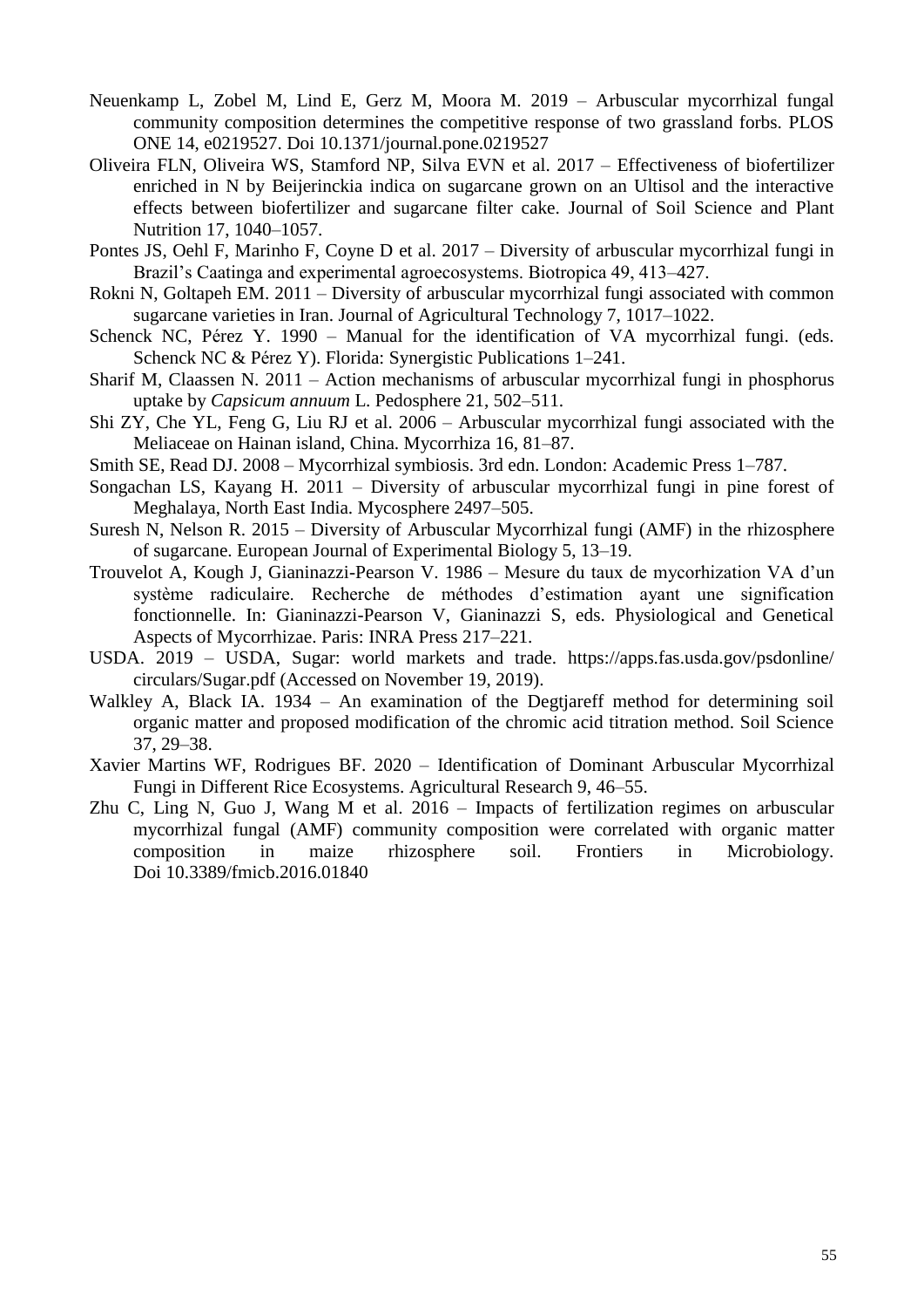Neuenkamp L, Zobel M, Lind E, Gerz M, Moora M. 2019 – Arbuscular mycorrhizal fungal community composition determines the competitive response of two grassland forbs. PLOS ONE 14, e0219527. Doi 10.1371/journal.pone.0219527

Oliveira FLN, Oliveira WS, Stamford NP, Silva EVN et al. 2017 – Effectiveness of biofertilizer enriched in N by Beijerinckia indica on sugarcane grown on an Ultisol and the interactive effects between biofertilizer and sugarcane filter cake. Journal of Soil Science and Plant Nutrition 17, 1040–1057.

Pontes JS, Oehl F, Marinho F, Coyne D et al. 2017 – Diversity of arbuscular mycorrhizal fungi in Brazil's Caatinga and experimental agroecosystems. Biotropica 49, 413–427.

Rokni N, Goltapeh EM. 2011 – Diversity of arbuscular mycorrhizal fungi associated with common sugarcane varieties in Iran. Journal of Agricultural Technology 7, 1017–1022.

Schenck NC, Pérez Y. 1990 – Manual for the identification of VA mycorrhizal fungi. (eds. Schenck NC & Pérez Y). Florida: Synergistic Publications 1–241.

Sharif M, Claassen N. 2011 – Action mechanisms of arbuscular mycorrhizal fungi in phosphorus uptake by *Capsicum annuum* L. Pedosphere 21, 502–511.

Shi ZY, Che YL, Feng G, Liu RJ et al. 2006 – Arbuscular mycorrhizal fungi associated with the Meliaceae on Hainan island, China. Mycorrhiza 16, 81–87.

Smith SE, Read DJ. 2008 – Mycorrhizal symbiosis. 3rd edn. London: Academic Press 1–787.

Songachan LS, Kayang H. 2011 – Diversity of arbuscular mycorrhizal fungi in pine forest of Meghalaya, North East India. Mycosphere 2497–505.

Suresh N, Nelson R. 2015 – Diversity of Arbuscular Mycorrhizal fungi (AMF) in the rhizosphere of sugarcane. European Journal of Experimental Biology 5, 13–19.

Trouvelot A, Kough J, Gianinazzi-Pearson V. 1986 – Mesure du taux de mycorhization VA d'un système radiculaire. Recherche de méthodes d'estimation ayant une signification fonctionnelle. In: Gianinazzi-Pearson V, Gianinazzi S, eds. Physiological and Genetical Aspects of Mycorrhizae. Paris: INRA Press 217–221.

USDA. 2019 – USDA, Sugar: world markets and trade. https://apps.fas.usda.gov/psdonline/circulars/Sugar.pdf (Accessed on November 19, 2019).

Walkley A, Black IA. 1934 – An examination of the Degtjareff method for determining soil organic matter and proposed modification of the chromic acid titration method. Soil Science 37, 29–38.

Xavier Martins WF, Rodrigues BF. 2020 – Identification of Dominant Arbuscular Mycorrhizal Fungi in Different Rice Ecosystems. Agricultural Research 9, 46–55.

Zhu C, Ling N, Guo J, Wang M et al. 2016 – Impacts of fertilization regimes on arbuscular mycorrhizal fungal (AMF) community composition were correlated with organic matter composition in maize rhizosphere soil. Frontiers in Microbiology. Doi 10.3389/fmicb.2016.01840